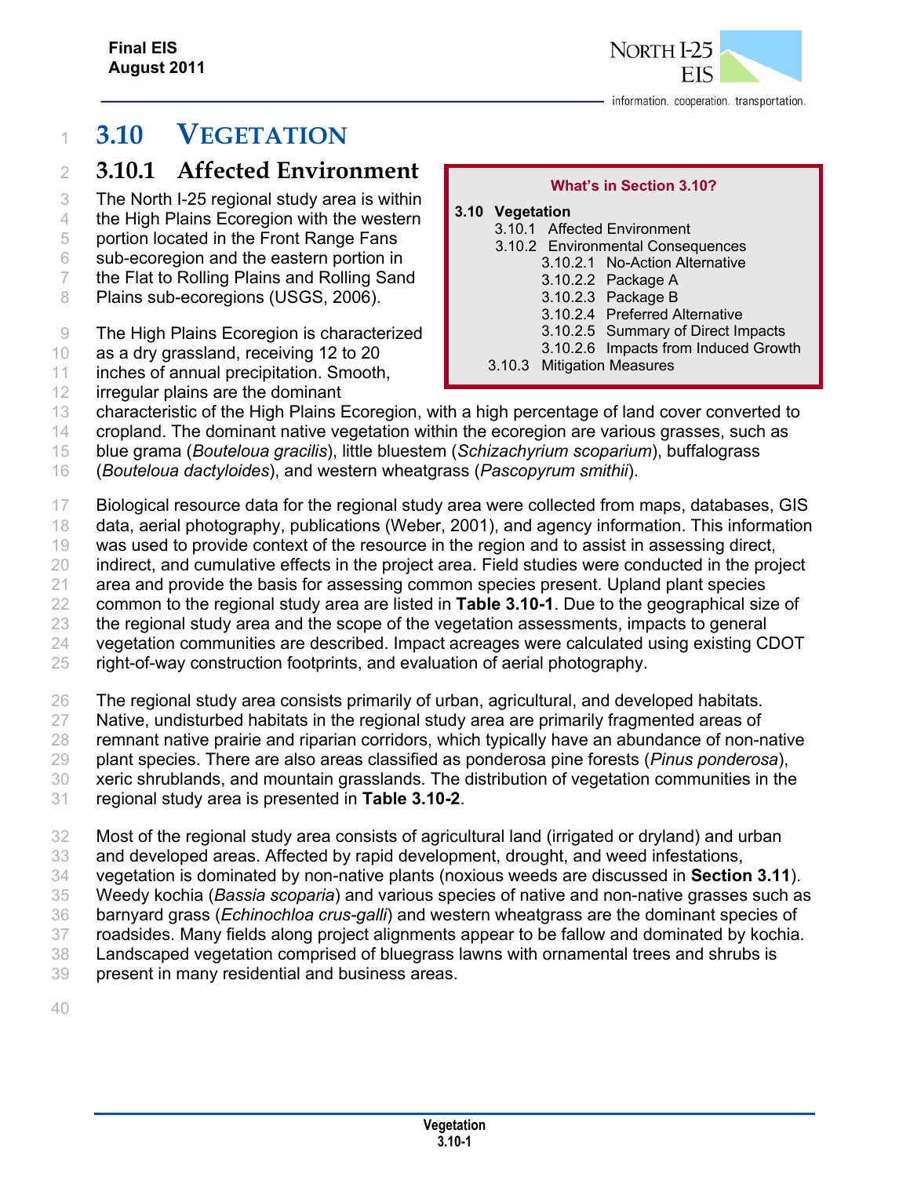# 3.10 VEGETATION

## 3.10.1 Affected Environment

> **What's in Section 3.10?**
>
> **3.10 Vegetation**
> 3.10.1 Affected Environment
> 3.10.2 Environmental Consequences
> 3.10.2.1 No-Action Alternative
> 3.10.2.2 Package A
> 3.10.2.3 Package B
> 3.10.2.4 Preferred Alternative
> 3.10.2.5 Summary of Direct Impacts
> 3.10.2.6 Impacts from Induced Growth
> 3.10.3 Mitigation Measures

The North I-25 regional study area is within the High Plains Ecoregion with the western portion located in the Front Range Fans sub-ecoregion and the eastern portion in the Flat to Rolling Plains and Rolling Sand Plains sub-ecoregions (USGS, 2006).

The High Plains Ecoregion is characterized as a dry grassland, receiving 12 to 20 inches of annual precipitation. Smooth, irregular plains are the dominant characteristic of the High Plains Ecoregion, with a high percentage of land cover converted to cropland. The dominant native vegetation within the ecoregion are various grasses, such as blue grama (*Bouteloua gracilis*), little bluestem (*Schizachyrium scoparium*), buffalograss (*Bouteloua dactyloides*), and western wheatgrass (*Pascopyrum smithii*).

Biological resource data for the regional study area were collected from maps, databases, GIS data, aerial photography, publications (Weber, 2001), and agency information. This information was used to provide context of the resource in the region and to assist in assessing direct, indirect, and cumulative effects in the project area. Field studies were conducted in the project area and provide the basis for assessing common species present. Upland plant species common to the regional study area are listed in **Table 3.10-1**. Due to the geographical size of the regional study area and the scope of the vegetation assessments, impacts to general vegetation communities are described. Impact acreages were calculated using existing CDOT right-of-way construction footprints, and evaluation of aerial photography.

The regional study area consists primarily of urban, agricultural, and developed habitats. Native, undisturbed habitats in the regional study area are primarily fragmented areas of remnant native prairie and riparian corridors, which typically have an abundance of non-native plant species. There are also areas classified as ponderosa pine forests (*Pinus ponderosa*), xeric shrublands, and mountain grasslands. The distribution of vegetation communities in the regional study area is presented in **Table 3.10-2**.

Most of the regional study area consists of agricultural land (irrigated or dryland) and urban and developed areas. Affected by rapid development, drought, and weed infestations, vegetation is dominated by non-native plants (noxious weeds are discussed in **Section 3.11**). Weedy kochia (*Bassia scoparia*) and various species of native and non-native grasses such as barnyard grass (*Echinochloa crus-galli*) and western wheatgrass are the dominant species of roadsides. Many fields along project alignments appear to be fallow and dominated by kochia. Landscaped vegetation comprised of bluegrass lawns with ornamental trees and shrubs is present in many residential and business areas.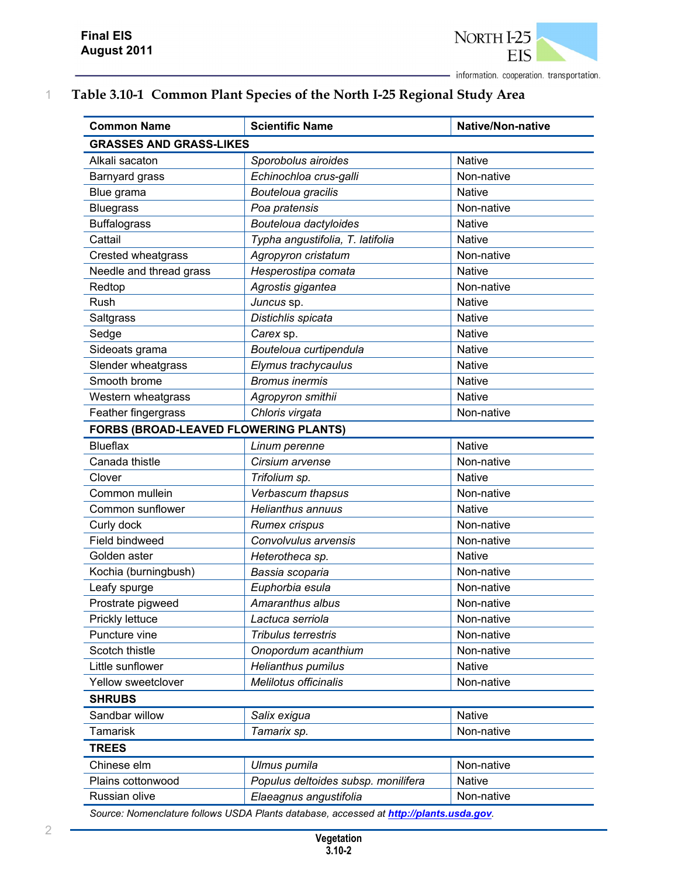**Table 3.10-1 Common Plant Species of the North I-25 Regional Study Area**

| Common Name | Scientific Name | Native/Non-native |
|---|---|---|
| **GRASSES AND GRASS-LIKES** | | |
| Alkali sacaton | *Sporobolus airoides* | Native |
| Barnyard grass | *Echinochloa crus-galli* | Non-native |
| Blue grama | *Bouteloua gracilis* | Native |
| Bluegrass | *Poa pratensis* | Non-native |
| Buffalograss | *Bouteloua dactyloides* | Native |
| Cattail | *Typha angustifolia, T. latifolia* | Native |
| Crested wheatgrass | *Agropyron cristatum* | Non-native |
| Needle and thread grass | *Hesperostipa comata* | Native |
| Redtop | *Agrostis gigantea* | Non-native |
| Rush | *Juncus* sp. | Native |
| Saltgrass | *Distichlis spicata* | Native |
| Sedge | *Carex* sp. | Native |
| Sideoats grama | *Bouteloua curtipendula* | Native |
| Slender wheatgrass | *Elymus trachycaulus* | Native |
| Smooth brome | *Bromus inermis* | Native |
| Western wheatgrass | *Agropyron smithii* | Native |
| Feather fingergrass | *Chloris virgata* | Non-native |
| **FORBS (BROAD-LEAVED FLOWERING PLANTS)** | | |
| Blueflax | *Linum perenne* | Native |
| Canada thistle | *Cirsium arvense* | Non-native |
| Clover | *Trifolium sp.* | Native |
| Common mullein | *Verbascum thapsus* | Non-native |
| Common sunflower | *Helianthus annuus* | Native |
| Curly dock | *Rumex crispus* | Non-native |
| Field bindweed | *Convolvulus arvensis* | Non-native |
| Golden aster | *Heterotheca sp.* | Native |
| Kochia (burningbush) | *Bassia scoparia* | Non-native |
| Leafy spurge | *Euphorbia esula* | Non-native |
| Prostrate pigweed | *Amaranthus albus* | Non-native |
| Prickly lettuce | *Lactuca serriola* | Non-native |
| Puncture vine | *Tribulus terrestris* | Non-native |
| Scotch thistle | *Onopordum acanthium* | Non-native |
| Little sunflower | *Helianthus pumilus* | Native |
| Yellow sweetclover | *Melilotus officinalis* | Non-native |
| **SHRUBS** | | |
| Sandbar willow | *Salix exigua* | Native |
| Tamarisk | *Tamarix sp.* | Non-native |
| **TREES** | | |
| Chinese elm | *Ulmus pumila* | Non-native |
| Plains cottonwood | *Populus deltoides subsp. monilifera* | Native |
| Russian olive | *Elaeagnus angustifolia* | Non-native |

*Source: Nomenclature follows USDA Plants database, accessed at* [*http://plants.usda.gov*](http://plants.usda.gov).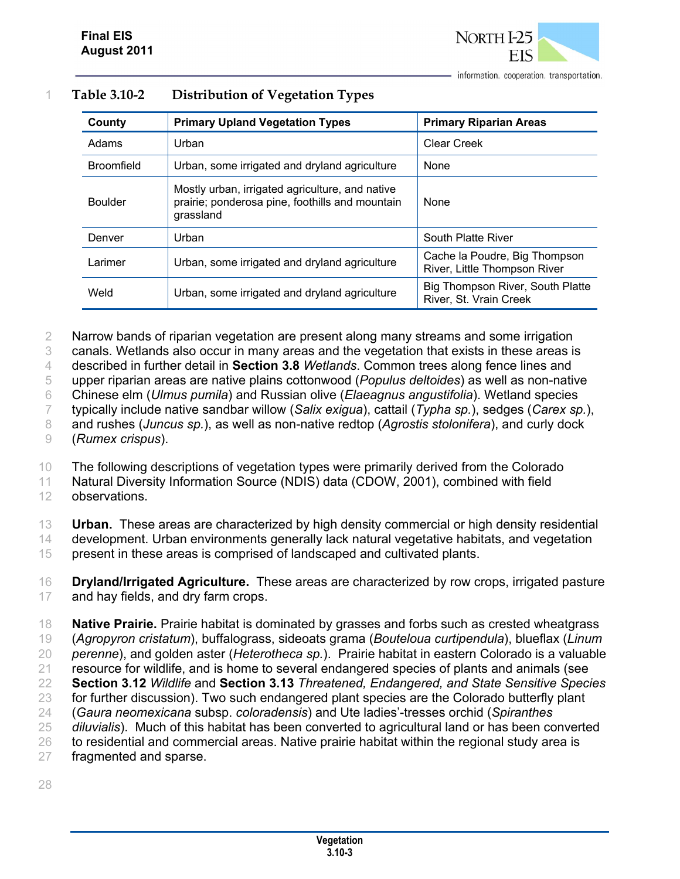**Table 3.10-2 Distribution of Vegetation Types**

| County | Primary Upland Vegetation Types | Primary Riparian Areas |
|---|---|---|
| Adams | Urban | Clear Creek |
| Broomfield | Urban, some irrigated and dryland agriculture | None |
| Boulder | Mostly urban, irrigated agriculture, and native prairie; ponderosa pine, foothills and mountain grassland | None |
| Denver | Urban | South Platte River |
| Larimer | Urban, some irrigated and dryland agriculture | Cache la Poudre, Big Thompson River, Little Thompson River |
| Weld | Urban, some irrigated and dryland agriculture | Big Thompson River, South Platte River, St. Vrain Creek |

Narrow bands of riparian vegetation are present along many streams and some irrigation canals. Wetlands also occur in many areas and the vegetation that exists in these areas is described in further detail in **Section 3.8** *Wetlands*. Common trees along fence lines and upper riparian areas are native plains cottonwood (*Populus deltoides*) as well as non-native Chinese elm (*Ulmus pumila*) and Russian olive (*Elaeagnus angustifolia*). Wetland species typically include native sandbar willow (*Salix exigua*), cattail (*Typha sp.*), sedges (*Carex sp.*), and rushes (*Juncus sp.*), as well as non-native redtop (*Agrostis stolonifera*), and curly dock (*Rumex crispus*).

The following descriptions of vegetation types were primarily derived from the Colorado Natural Diversity Information Source (NDIS) data (CDOW, 2001), combined with field observations.

**Urban.** These areas are characterized by high density commercial or high density residential development. Urban environments generally lack natural vegetative habitats, and vegetation present in these areas is comprised of landscaped and cultivated plants.

**Dryland/Irrigated Agriculture.** These areas are characterized by row crops, irrigated pasture and hay fields, and dry farm crops.

**Native Prairie.** Prairie habitat is dominated by grasses and forbs such as crested wheatgrass (*Agropyron cristatum*), buffalograss, sideoats grama (*Bouteloua curtipendula*), blueflax (*Linum perenne*), and golden aster (*Heterotheca sp.*). Prairie habitat in eastern Colorado is a valuable resource for wildlife, and is home to several endangered species of plants and animals (see **Section 3.12** *Wildlife* and **Section 3.13** *Threatened, Endangered, and State Sensitive Species* for further discussion). Two such endangered plant species are the Colorado butterfly plant (*Gaura neomexicana* subsp. *coloradensis*) and Ute ladies'-tresses orchid (*Spiranthes diluvialis*). Much of this habitat has been converted to agricultural land or has been converted to residential and commercial areas. Native prairie habitat within the regional study area is fragmented and sparse.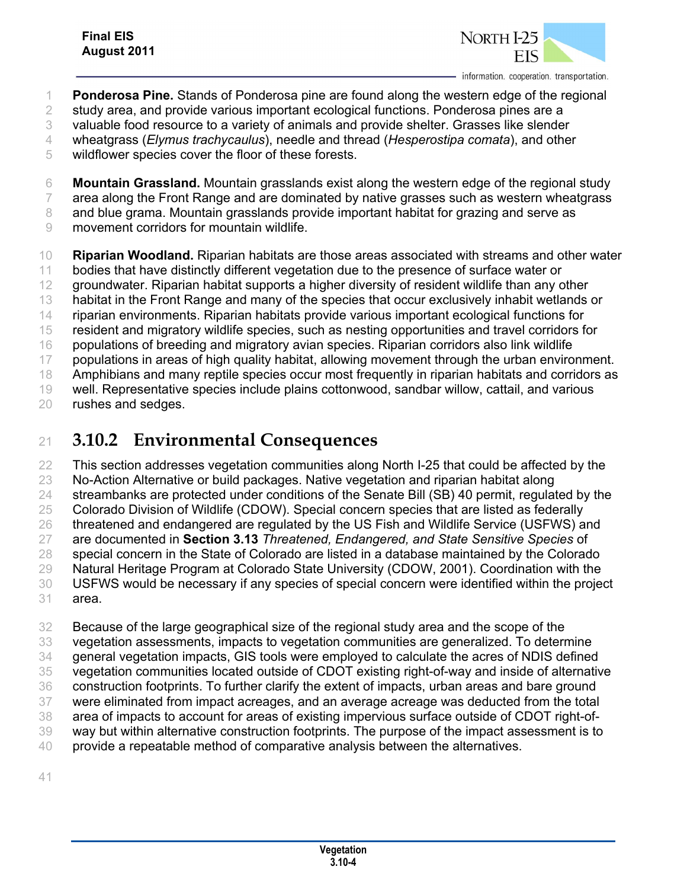**Ponderosa Pine.** Stands of Ponderosa pine are found along the western edge of the regional study area, and provide various important ecological functions. Ponderosa pines are a valuable food resource to a variety of animals and provide shelter. Grasses like slender wheatgrass (*Elymus trachycaulus*), needle and thread (*Hesperostipa comata*), and other wildflower species cover the floor of these forests.

**Mountain Grassland.** Mountain grasslands exist along the western edge of the regional study area along the Front Range and are dominated by native grasses such as western wheatgrass and blue grama. Mountain grasslands provide important habitat for grazing and serve as movement corridors for mountain wildlife.

**Riparian Woodland.** Riparian habitats are those areas associated with streams and other water bodies that have distinctly different vegetation due to the presence of surface water or groundwater. Riparian habitat supports a higher diversity of resident wildlife than any other habitat in the Front Range and many of the species that occur exclusively inhabit wetlands or riparian environments. Riparian habitats provide various important ecological functions for resident and migratory wildlife species, such as nesting opportunities and travel corridors for populations of breeding and migratory avian species. Riparian corridors also link wildlife populations in areas of high quality habitat, allowing movement through the urban environment. Amphibians and many reptile species occur most frequently in riparian habitats and corridors as well. Representative species include plains cottonwood, sandbar willow, cattail, and various rushes and sedges.

## 3.10.2 Environmental Consequences

This section addresses vegetation communities along North I-25 that could be affected by the No-Action Alternative or build packages. Native vegetation and riparian habitat along streambanks are protected under conditions of the Senate Bill (SB) 40 permit, regulated by the Colorado Division of Wildlife (CDOW). Special concern species that are listed as federally threatened and endangered are regulated by the US Fish and Wildlife Service (USFWS) and are documented in **Section 3.13** *Threatened, Endangered, and State Sensitive Species* of special concern in the State of Colorado are listed in a database maintained by the Colorado Natural Heritage Program at Colorado State University (CDOW, 2001). Coordination with the USFWS would be necessary if any species of special concern were identified within the project area.

Because of the large geographical size of the regional study area and the scope of the vegetation assessments, impacts to vegetation communities are generalized. To determine general vegetation impacts, GIS tools were employed to calculate the acres of NDIS defined vegetation communities located outside of CDOT existing right-of-way and inside of alternative construction footprints. To further clarify the extent of impacts, urban areas and bare ground were eliminated from impact acreages, and an average acreage was deducted from the total area of impacts to account for areas of existing impervious surface outside of CDOT right-of-way but within alternative construction footprints. The purpose of the impact assessment is to provide a repeatable method of comparative analysis between the alternatives.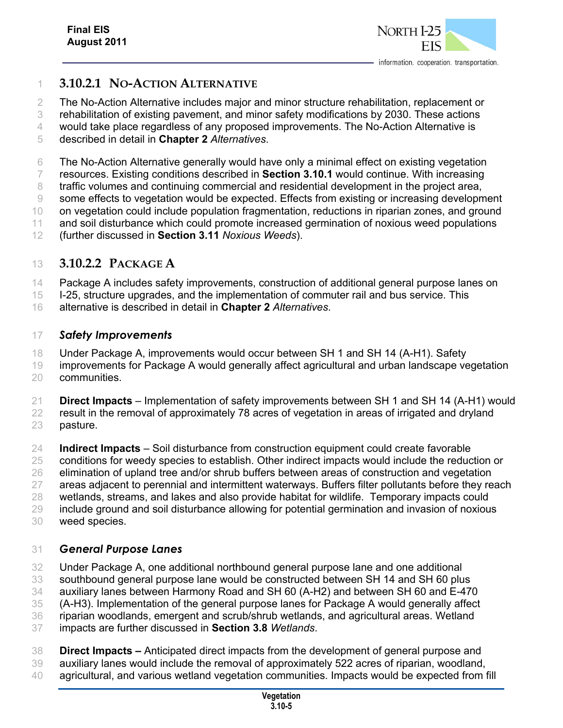### 3.10.2.1 NO-ACTION ALTERNATIVE

The No-Action Alternative includes major and minor structure rehabilitation, replacement or rehabilitation of existing pavement, and minor safety modifications by 2030. These actions would take place regardless of any proposed improvements. The No-Action Alternative is described in detail in **Chapter 2** *Alternatives*.

The No-Action Alternative generally would have only a minimal effect on existing vegetation resources. Existing conditions described in **Section 3.10.1** would continue. With increasing traffic volumes and continuing commercial and residential development in the project area, some effects to vegetation would be expected. Effects from existing or increasing development on vegetation could include population fragmentation, reductions in riparian zones, and ground and soil disturbance which could promote increased germination of noxious weed populations (further discussed in **Section 3.11** *Noxious Weeds*).

### 3.10.2.2 PACKAGE A

Package A includes safety improvements, construction of additional general purpose lanes on I-25, structure upgrades, and the implementation of commuter rail and bus service. This alternative is described in detail in **Chapter 2** *Alternatives*.

#### *Safety Improvements*

Under Package A, improvements would occur between SH 1 and SH 14 (A-H1). Safety improvements for Package A would generally affect agricultural and urban landscape vegetation communities.

**Direct Impacts** – Implementation of safety improvements between SH 1 and SH 14 (A-H1) would result in the removal of approximately 78 acres of vegetation in areas of irrigated and dryland pasture.

**Indirect Impacts** – Soil disturbance from construction equipment could create favorable conditions for weedy species to establish. Other indirect impacts would include the reduction or elimination of upland tree and/or shrub buffers between areas of construction and vegetation areas adjacent to perennial and intermittent waterways. Buffers filter pollutants before they reach wetlands, streams, and lakes and also provide habitat for wildlife. Temporary impacts could include ground and soil disturbance allowing for potential germination and invasion of noxious weed species.

#### *General Purpose Lanes*

Under Package A, one additional northbound general purpose lane and one additional southbound general purpose lane would be constructed between SH 14 and SH 60 plus auxiliary lanes between Harmony Road and SH 60 (A-H2) and between SH 60 and E-470 (A-H3). Implementation of the general purpose lanes for Package A would generally affect riparian woodlands, emergent and scrub/shrub wetlands, and agricultural areas. Wetland impacts are further discussed in **Section 3.8** *Wetlands*.

**Direct Impacts –** Anticipated direct impacts from the development of general purpose and auxiliary lanes would include the removal of approximately 522 acres of riparian, woodland, agricultural, and various wetland vegetation communities. Impacts would be expected from fill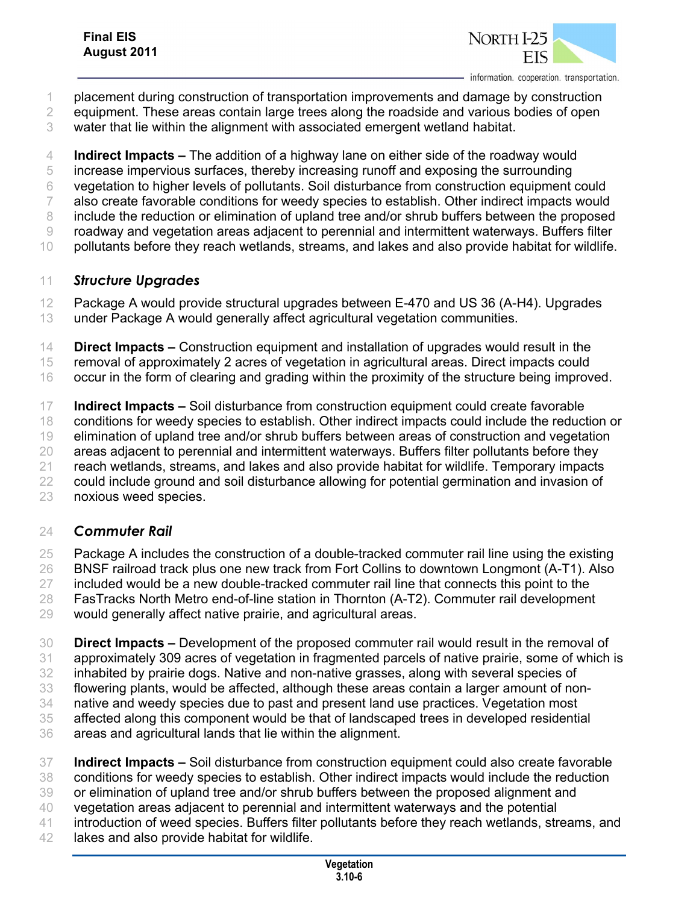placement during construction of transportation improvements and damage by construction equipment. These areas contain large trees along the roadside and various bodies of open water that lie within the alignment with associated emergent wetland habitat.

**Indirect Impacts –** The addition of a highway lane on either side of the roadway would increase impervious surfaces, thereby increasing runoff and exposing the surrounding vegetation to higher levels of pollutants. Soil disturbance from construction equipment could also create favorable conditions for weedy species to establish. Other indirect impacts would include the reduction or elimination of upland tree and/or shrub buffers between the proposed roadway and vegetation areas adjacent to perennial and intermittent waterways. Buffers filter pollutants before they reach wetlands, streams, and lakes and also provide habitat for wildlife.

### *Structure Upgrades*

Package A would provide structural upgrades between E-470 and US 36 (A-H4). Upgrades under Package A would generally affect agricultural vegetation communities.

**Direct Impacts –** Construction equipment and installation of upgrades would result in the removal of approximately 2 acres of vegetation in agricultural areas. Direct impacts could occur in the form of clearing and grading within the proximity of the structure being improved.

**Indirect Impacts –** Soil disturbance from construction equipment could create favorable conditions for weedy species to establish. Other indirect impacts could include the reduction or elimination of upland tree and/or shrub buffers between areas of construction and vegetation areas adjacent to perennial and intermittent waterways. Buffers filter pollutants before they reach wetlands, streams, and lakes and also provide habitat for wildlife. Temporary impacts could include ground and soil disturbance allowing for potential germination and invasion of noxious weed species.

### *Commuter Rail*

Package A includes the construction of a double-tracked commuter rail line using the existing BNSF railroad track plus one new track from Fort Collins to downtown Longmont (A-T1). Also included would be a new double-tracked commuter rail line that connects this point to the FasTracks North Metro end-of-line station in Thornton (A-T2). Commuter rail development would generally affect native prairie, and agricultural areas.

**Direct Impacts –** Development of the proposed commuter rail would result in the removal of approximately 309 acres of vegetation in fragmented parcels of native prairie, some of which is inhabited by prairie dogs. Native and non-native grasses, along with several species of flowering plants, would be affected, although these areas contain a larger amount of non-native and weedy species due to past and present land use practices. Vegetation most affected along this component would be that of landscaped trees in developed residential areas and agricultural lands that lie within the alignment.

**Indirect Impacts –** Soil disturbance from construction equipment could also create favorable conditions for weedy species to establish. Other indirect impacts would include the reduction or elimination of upland tree and/or shrub buffers between the proposed alignment and vegetation areas adjacent to perennial and intermittent waterways and the potential introduction of weed species. Buffers filter pollutants before they reach wetlands, streams, and lakes and also provide habitat for wildlife.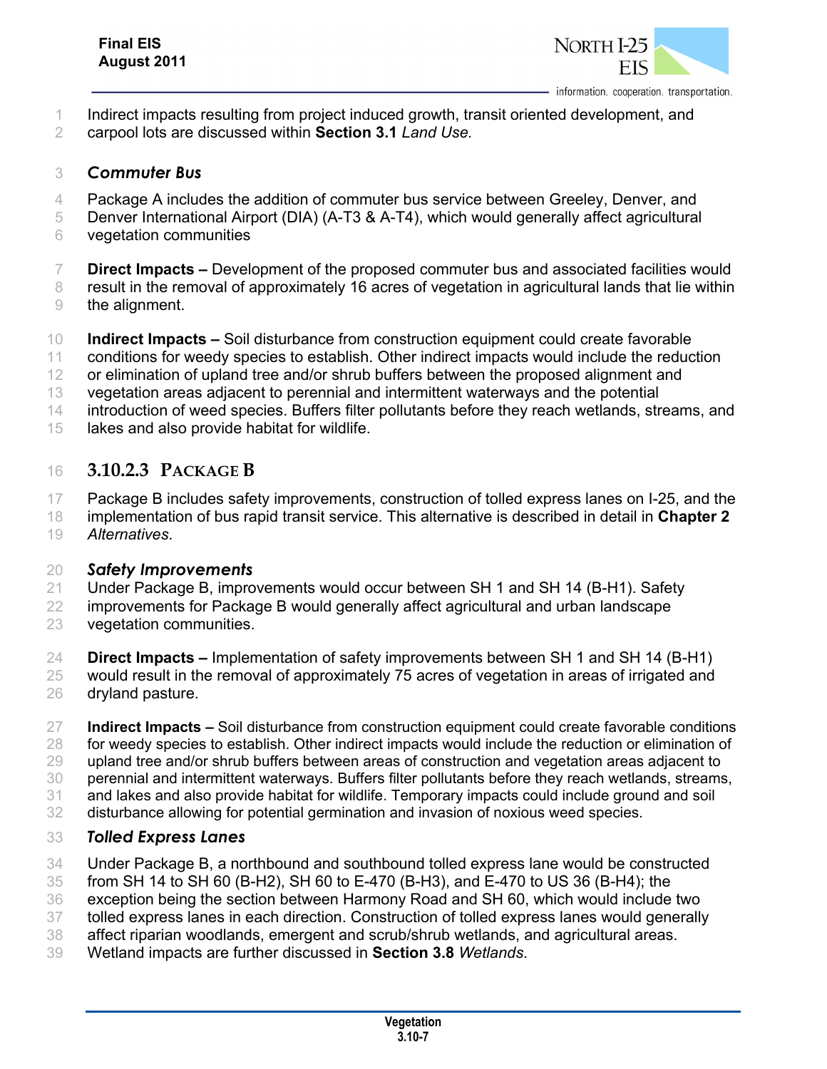Indirect impacts resulting from project induced growth, transit oriented development, and carpool lots are discussed within **Section 3.1** *Land Use.*

### *Commuter Bus*

Package A includes the addition of commuter bus service between Greeley, Denver, and Denver International Airport (DIA) (A-T3 & A-T4), which would generally affect agricultural vegetation communities

**Direct Impacts –** Development of the proposed commuter bus and associated facilities would result in the removal of approximately 16 acres of vegetation in agricultural lands that lie within the alignment.

**Indirect Impacts –** Soil disturbance from construction equipment could create favorable conditions for weedy species to establish. Other indirect impacts would include the reduction or elimination of upland tree and/or shrub buffers between the proposed alignment and vegetation areas adjacent to perennial and intermittent waterways and the potential introduction of weed species. Buffers filter pollutants before they reach wetlands, streams, and lakes and also provide habitat for wildlife.

## 3.10.2.3 Package B

Package B includes safety improvements, construction of tolled express lanes on I-25, and the implementation of bus rapid transit service. This alternative is described in detail in **Chapter 2** *Alternatives.*

### *Safety Improvements*

Under Package B, improvements would occur between SH 1 and SH 14 (B-H1). Safety improvements for Package B would generally affect agricultural and urban landscape vegetation communities.

**Direct Impacts –** Implementation of safety improvements between SH 1 and SH 14 (B-H1) would result in the removal of approximately 75 acres of vegetation in areas of irrigated and dryland pasture.

**Indirect Impacts –** Soil disturbance from construction equipment could create favorable conditions for weedy species to establish. Other indirect impacts would include the reduction or elimination of upland tree and/or shrub buffers between areas of construction and vegetation areas adjacent to perennial and intermittent waterways. Buffers filter pollutants before they reach wetlands, streams, and lakes and also provide habitat for wildlife. Temporary impacts could include ground and soil disturbance allowing for potential germination and invasion of noxious weed species.

### *Tolled Express Lanes*

Under Package B, a northbound and southbound tolled express lane would be constructed from SH 14 to SH 60 (B-H2), SH 60 to E-470 (B-H3), and E-470 to US 36 (B-H4); the exception being the section between Harmony Road and SH 60, which would include two tolled express lanes in each direction. Construction of tolled express lanes would generally affect riparian woodlands, emergent and scrub/shrub wetlands, and agricultural areas. Wetland impacts are further discussed in **Section 3.8** *Wetlands.*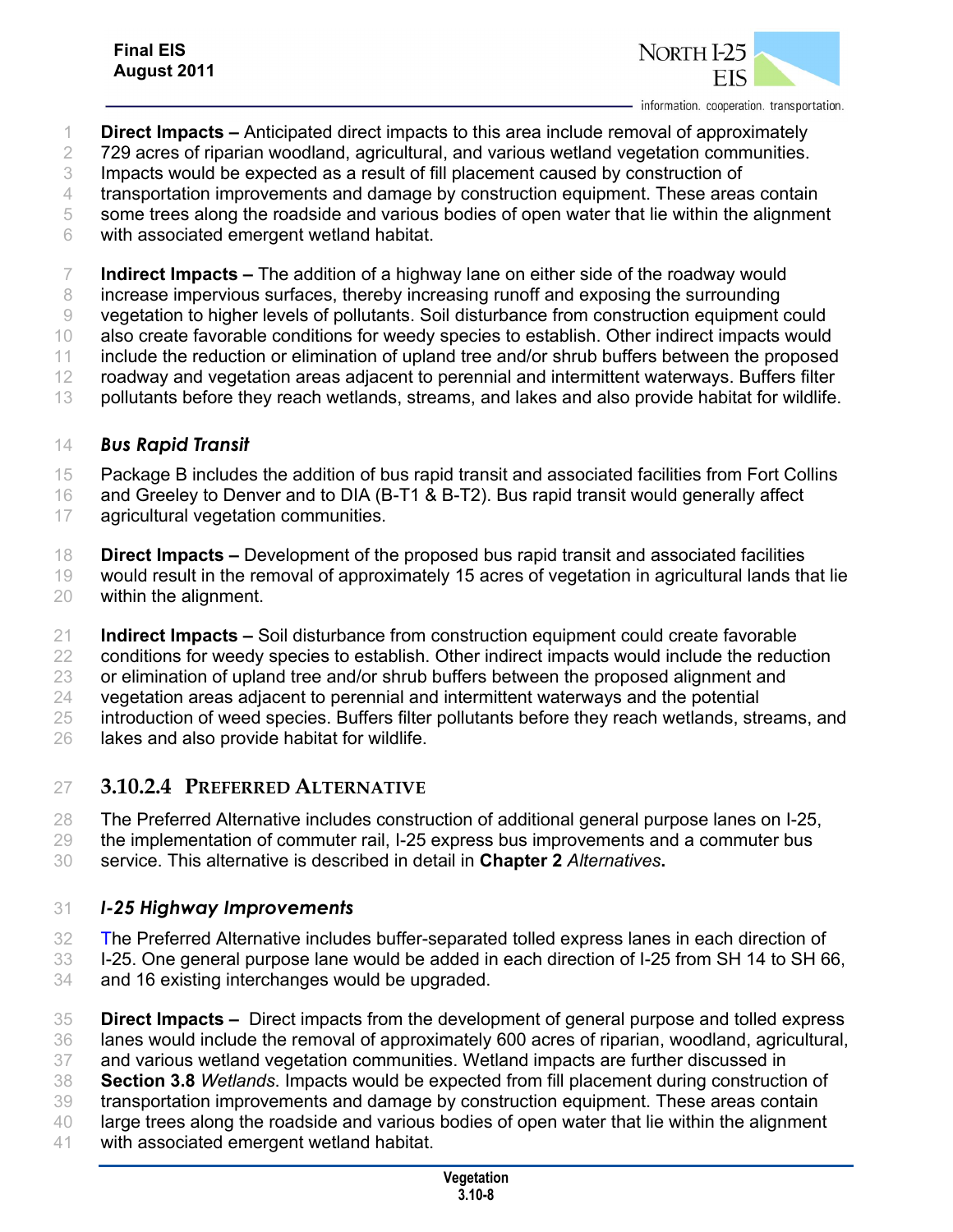**Direct Impacts –** Anticipated direct impacts to this area include removal of approximately 729 acres of riparian woodland, agricultural, and various wetland vegetation communities. Impacts would be expected as a result of fill placement caused by construction of transportation improvements and damage by construction equipment. These areas contain some trees along the roadside and various bodies of open water that lie within the alignment with associated emergent wetland habitat.

**Indirect Impacts –** The addition of a highway lane on either side of the roadway would increase impervious surfaces, thereby increasing runoff and exposing the surrounding vegetation to higher levels of pollutants. Soil disturbance from construction equipment could also create favorable conditions for weedy species to establish. Other indirect impacts would include the reduction or elimination of upland tree and/or shrub buffers between the proposed roadway and vegetation areas adjacent to perennial and intermittent waterways. Buffers filter pollutants before they reach wetlands, streams, and lakes and also provide habitat for wildlife.

#### *Bus Rapid Transit*

Package B includes the addition of bus rapid transit and associated facilities from Fort Collins and Greeley to Denver and to DIA (B-T1 & B-T2). Bus rapid transit would generally affect agricultural vegetation communities.

**Direct Impacts –** Development of the proposed bus rapid transit and associated facilities would result in the removal of approximately 15 acres of vegetation in agricultural lands that lie within the alignment.

**Indirect Impacts –** Soil disturbance from construction equipment could create favorable conditions for weedy species to establish. Other indirect impacts would include the reduction or elimination of upland tree and/or shrub buffers between the proposed alignment and vegetation areas adjacent to perennial and intermittent waterways and the potential introduction of weed species. Buffers filter pollutants before they reach wetlands, streams, and lakes and also provide habitat for wildlife.

### 3.10.2.4 PREFERRED ALTERNATIVE

The Preferred Alternative includes construction of additional general purpose lanes on I-25, the implementation of commuter rail, I-25 express bus improvements and a commuter bus service. This alternative is described in detail in **Chapter 2** *Alternatives***.**

#### *I-25 Highway Improvements*

The Preferred Alternative includes buffer-separated tolled express lanes in each direction of I-25. One general purpose lane would be added in each direction of I-25 from SH 14 to SH 66, and 16 existing interchanges would be upgraded.

**Direct Impacts –** Direct impacts from the development of general purpose and tolled express lanes would include the removal of approximately 600 acres of riparian, woodland, agricultural, and various wetland vegetation communities. Wetland impacts are further discussed in **Section 3.8** *Wetlands*. Impacts would be expected from fill placement during construction of transportation improvements and damage by construction equipment. These areas contain large trees along the roadside and various bodies of open water that lie within the alignment with associated emergent wetland habitat.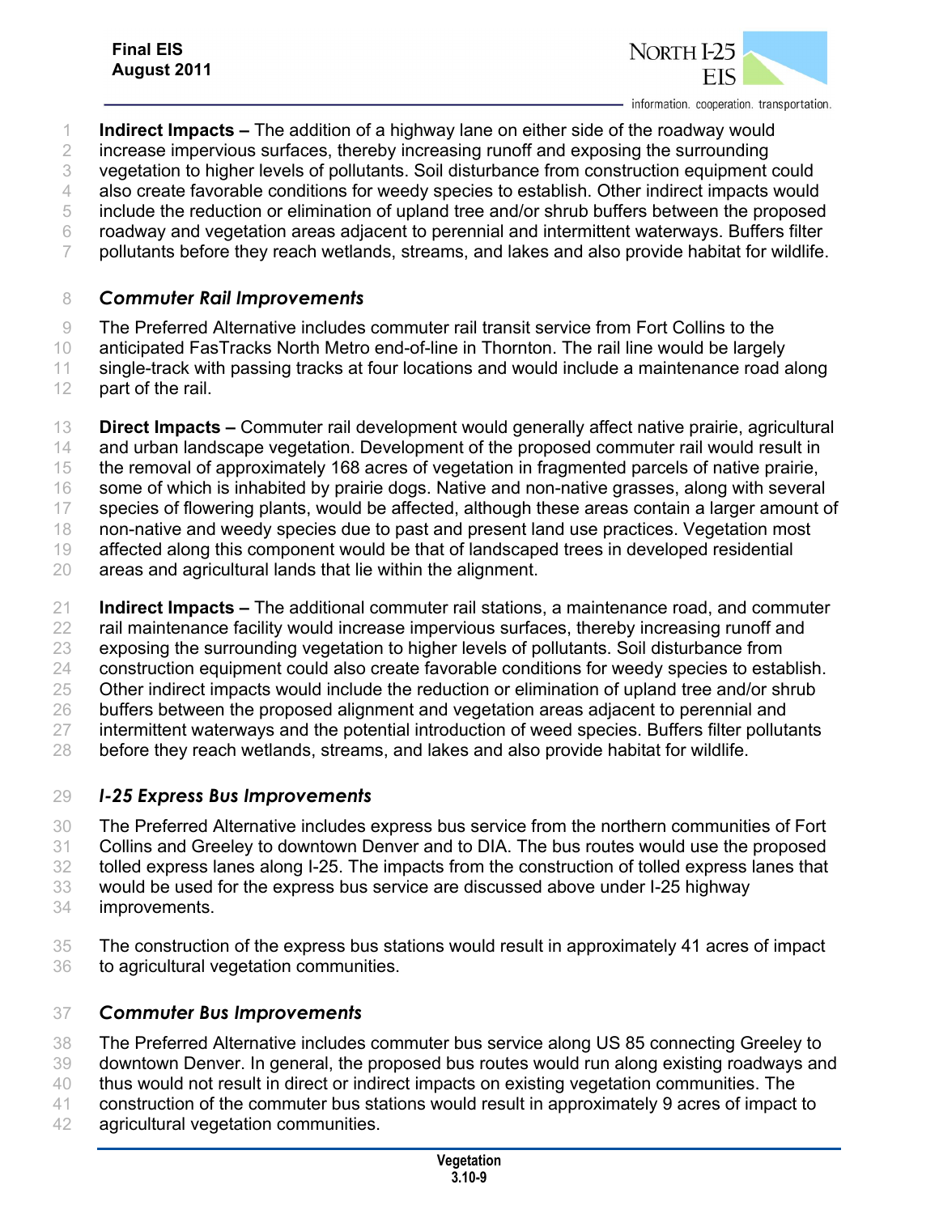**Indirect Impacts –** The addition of a highway lane on either side of the roadway would increase impervious surfaces, thereby increasing runoff and exposing the surrounding vegetation to higher levels of pollutants. Soil disturbance from construction equipment could also create favorable conditions for weedy species to establish. Other indirect impacts would include the reduction or elimination of upland tree and/or shrub buffers between the proposed roadway and vegetation areas adjacent to perennial and intermittent waterways. Buffers filter pollutants before they reach wetlands, streams, and lakes and also provide habitat for wildlife.

### *Commuter Rail Improvements*

The Preferred Alternative includes commuter rail transit service from Fort Collins to the anticipated FasTracks North Metro end-of-line in Thornton. The rail line would be largely single-track with passing tracks at four locations and would include a maintenance road along part of the rail.

**Direct Impacts –** Commuter rail development would generally affect native prairie, agricultural and urban landscape vegetation. Development of the proposed commuter rail would result in the removal of approximately 168 acres of vegetation in fragmented parcels of native prairie, some of which is inhabited by prairie dogs. Native and non-native grasses, along with several species of flowering plants, would be affected, although these areas contain a larger amount of non-native and weedy species due to past and present land use practices. Vegetation most affected along this component would be that of landscaped trees in developed residential areas and agricultural lands that lie within the alignment.

**Indirect Impacts –** The additional commuter rail stations, a maintenance road, and commuter rail maintenance facility would increase impervious surfaces, thereby increasing runoff and exposing the surrounding vegetation to higher levels of pollutants. Soil disturbance from construction equipment could also create favorable conditions for weedy species to establish. Other indirect impacts would include the reduction or elimination of upland tree and/or shrub buffers between the proposed alignment and vegetation areas adjacent to perennial and intermittent waterways and the potential introduction of weed species. Buffers filter pollutants before they reach wetlands, streams, and lakes and also provide habitat for wildlife.

### *I-25 Express Bus Improvements*

The Preferred Alternative includes express bus service from the northern communities of Fort Collins and Greeley to downtown Denver and to DIA. The bus routes would use the proposed tolled express lanes along I-25. The impacts from the construction of tolled express lanes that would be used for the express bus service are discussed above under I-25 highway improvements.

The construction of the express bus stations would result in approximately 41 acres of impact to agricultural vegetation communities.

### *Commuter Bus Improvements*

The Preferred Alternative includes commuter bus service along US 85 connecting Greeley to downtown Denver. In general, the proposed bus routes would run along existing roadways and thus would not result in direct or indirect impacts on existing vegetation communities. The construction of the commuter bus stations would result in approximately 9 acres of impact to agricultural vegetation communities.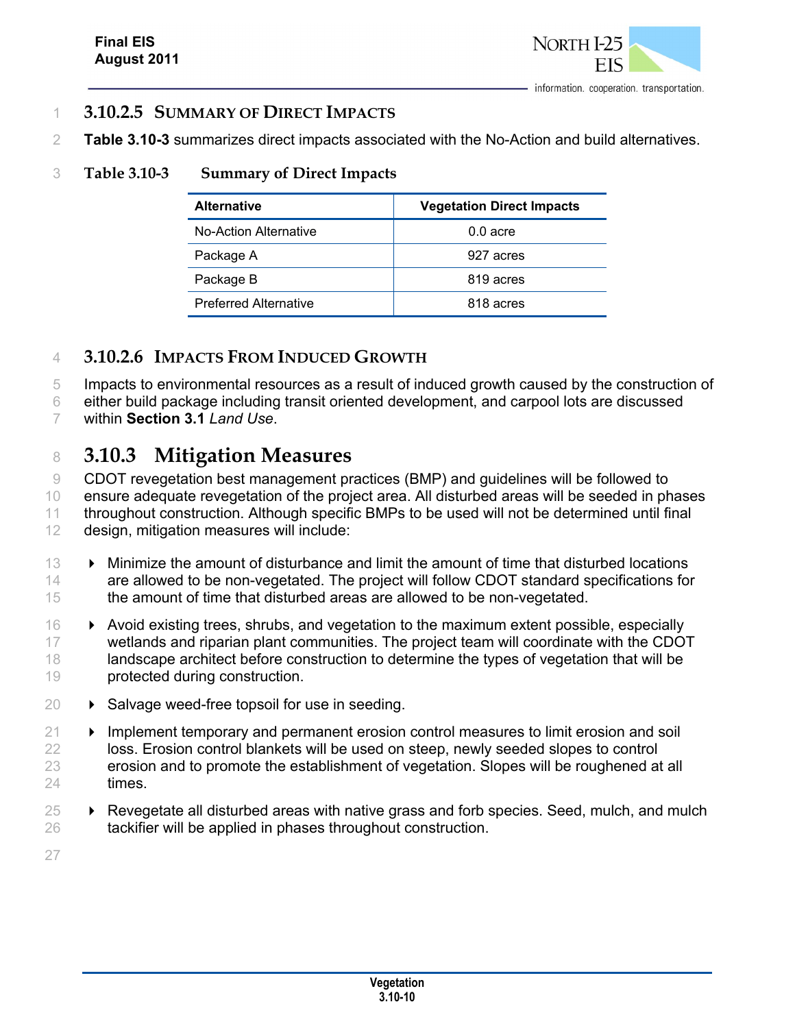#### 3.10.2.5 Summary of Direct Impacts

**Table 3.10-3** summarizes direct impacts associated with the No-Action and build alternatives.

**Table 3.10-3 Summary of Direct Impacts**

| Alternative | Vegetation Direct Impacts |
|---|---|
| No-Action Alternative | 0.0 acre |
| Package A | 927 acres |
| Package B | 819 acres |
| Preferred Alternative | 818 acres |

#### 3.10.2.6 Impacts From Induced Growth

Impacts to environmental resources as a result of induced growth caused by the construction of either build package including transit oriented development, and carpool lots are discussed within **Section 3.1** *Land Use*.

### 3.10.3 Mitigation Measures

CDOT revegetation best management practices (BMP) and guidelines will be followed to ensure adequate revegetation of the project area. All disturbed areas will be seeded in phases throughout construction. Although specific BMPs to be used will not be determined until final design, mitigation measures will include:

- Minimize the amount of disturbance and limit the amount of time that disturbed locations are allowed to be non-vegetated. The project will follow CDOT standard specifications for the amount of time that disturbed areas are allowed to be non-vegetated.
- Avoid existing trees, shrubs, and vegetation to the maximum extent possible, especially wetlands and riparian plant communities. The project team will coordinate with the CDOT landscape architect before construction to determine the types of vegetation that will be protected during construction.
- Salvage weed-free topsoil for use in seeding.
- Implement temporary and permanent erosion control measures to limit erosion and soil loss. Erosion control blankets will be used on steep, newly seeded slopes to control erosion and to promote the establishment of vegetation. Slopes will be roughened at all times.
- Revegetate all disturbed areas with native grass and forb species. Seed, mulch, and mulch tackifier will be applied in phases throughout construction.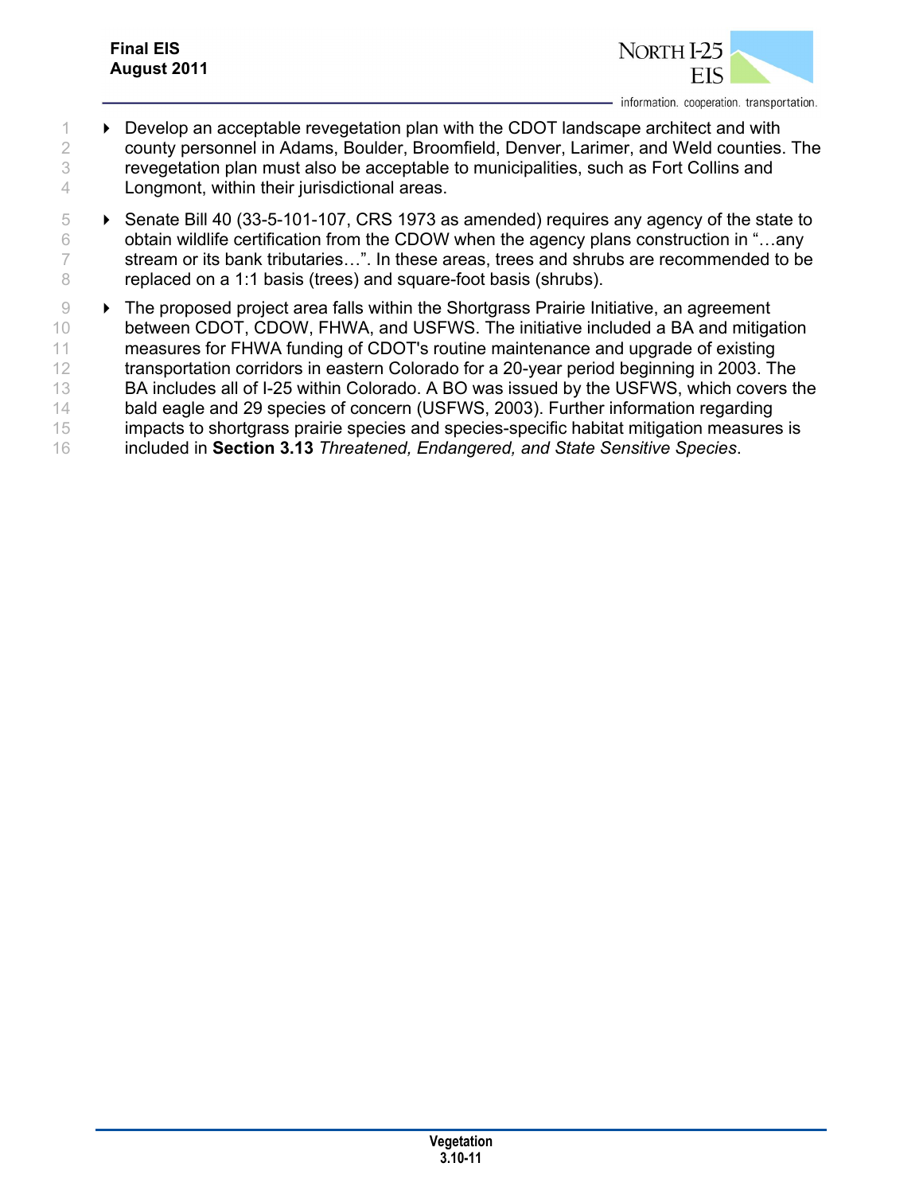- Develop an acceptable revegetation plan with the CDOT landscape architect and with county personnel in Adams, Boulder, Broomfield, Denver, Larimer, and Weld counties. The revegetation plan must also be acceptable to municipalities, such as Fort Collins and Longmont, within their jurisdictional areas.
- Senate Bill 40 (33-5-101-107, CRS 1973 as amended) requires any agency of the state to obtain wildlife certification from the CDOW when the agency plans construction in "…any stream or its bank tributaries…". In these areas, trees and shrubs are recommended to be replaced on a 1:1 basis (trees) and square-foot basis (shrubs).
- The proposed project area falls within the Shortgrass Prairie Initiative, an agreement between CDOT, CDOW, FHWA, and USFWS. The initiative included a BA and mitigation measures for FHWA funding of CDOT's routine maintenance and upgrade of existing transportation corridors in eastern Colorado for a 20-year period beginning in 2003. The BA includes all of I-25 within Colorado. A BO was issued by the USFWS, which covers the bald eagle and 29 species of concern (USFWS, 2003). Further information regarding impacts to shortgrass prairie species and species-specific habitat mitigation measures is included in **Section 3.13** *Threatened, Endangered, and State Sensitive Species*.